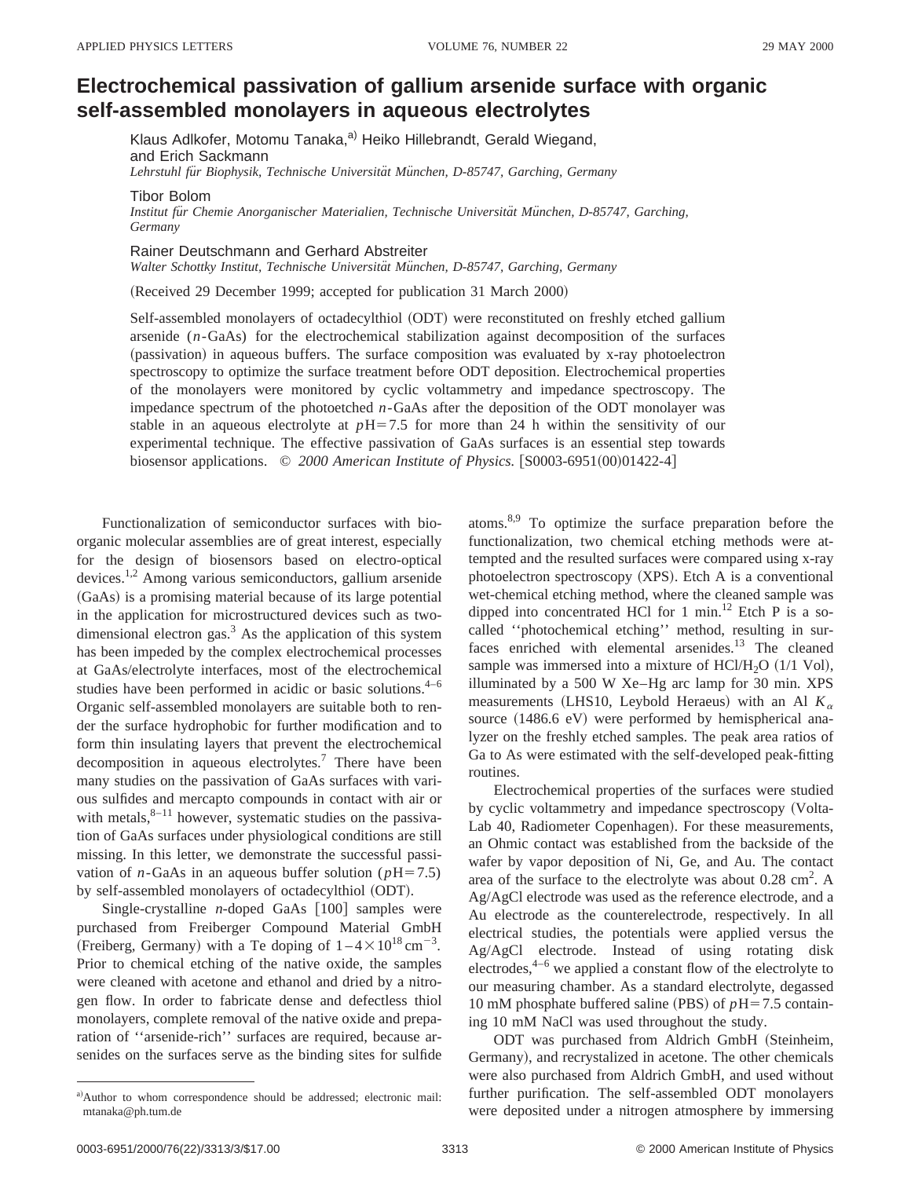# Electrochemical passivation of gallium arsenide surface with organic self-assembled monolayers in aqueous electrolytes

Klaus Adlkofer, Motomu Tanaka,[a] Heiko Hillebrandt, Gerald Wiegand, and Erich Sackmann

*Lehrstuhl für Biophysik, Technische Universität München, D-85747, Garching, Germany*

Tibor Bolom

*Institut für Chemie Anorganischer Materialien, Technische Universität München, D-85747, Garching, Germany*

Rainer Deutschmann and Gerhard Abstreiter

*Walter Schottky Institut, Technische Universität München, D-85747, Garching, Germany*

(Received 29 December 1999; accepted for publication 31 March 2000)

Self-assembled monolayers of octadecylthiol (ODT) were reconstituted on freshly etched gallium arsenide (*n*-GaAs) for the electrochemical stabilization against decomposition of the surfaces (passivation) in aqueous buffers. The surface composition was evaluated by x-ray photoelectron spectroscopy to optimize the surface treatment before ODT deposition. Electrochemical properties of the monolayers were monitored by cyclic voltammetry and impedance spectroscopy. The impedance spectrum of the photoetched *n*-GaAs after the deposition of the ODT monolayer was stable in an aqueous electrolyte at $p\text{H}=7.5$ for more than 24 h within the sensitivity of our experimental technique. The effective passivation of GaAs surfaces is an essential step towards biosensor applications. © *2000 American Institute of Physics.* [S0003-6951(00)01422-4]

Functionalization of semiconductor surfaces with bioorganic molecular assemblies are of great interest, especially for the design of biosensors based on electro-optical devices.[1,2] Among various semiconductors, gallium arsenide (GaAs) is a promising material because of its large potential in the application for microstructured devices such as two-dimensional electron gas.[3] As the application of this system has been impeded by the complex electrochemical processes at GaAs/electrolyte interfaces, most of the electrochemical studies have been performed in acidic or basic solutions.[4–6] Organic self-assembled monolayers are suitable both to render the surface hydrophobic for further modification and to form thin insulating layers that prevent the electrochemical decomposition in aqueous electrolytes.[7] There have been many studies on the passivation of GaAs surfaces with various sulfides and mercapto compounds in contact with air or with metals,[8–11] however, systematic studies on the passivation of GaAs surfaces under physiological conditions are still missing. In this letter, we demonstrate the successful passivation of *n*-GaAs in an aqueous buffer solution ($p\text{H}=7.5$) by self-assembled monolayers of octadecylthiol (ODT).

Single-crystalline *n*-doped GaAs [100] samples were purchased from Freiberger Compound Material GmbH (Freiberg, Germany) with a Te doping of $1-4\times10^{18}\,\text{cm}^{-3}$. Prior to chemical etching of the native oxide, the samples were cleaned with acetone and ethanol and dried by a nitrogen flow. In order to fabricate dense and defectless thiol monolayers, complete removal of the native oxide and preparation of ''arsenide-rich'' surfaces are required, because arsenides on the surfaces serve as the binding sites for sulfide atoms.[8,9] To optimize the surface preparation before the functionalization, two chemical etching methods were attempted and the resulted surfaces were compared using x-ray photoelectron spectroscopy (XPS). Etch A is a conventional wet-chemical etching method, where the cleaned sample was dipped into concentrated HCl for 1 min.[12] Etch P is a so-called ''photochemical etching'' method, resulting in surfaces enriched with elemental arsenides.[13] The cleaned sample was immersed into a mixture of $HCl/H_2O$ (1/1 Vol), illuminated by a 500 W Xe–Hg arc lamp for 30 min. XPS measurements (LHS10, Leybold Heraeus) with an Al $K_\alpha$ source (1486.6 eV) were performed by hemispherical analyzer on the freshly etched samples. The peak area ratios of Ga to As were estimated with the self-developed peak-fitting routines.

Electrochemical properties of the surfaces were studied by cyclic voltammetry and impedance spectroscopy (VoltaLab 40, Radiometer Copenhagen). For these measurements, an Ohmic contact was established from the backside of the wafer by vapor deposition of Ni, Ge, and Au. The contact area of the surface to the electrolyte was about 0.28 cm$^2$. A Ag/AgCl electrode was used as the reference electrode, and a Au electrode as the counterelectrode, respectively. In all electrical studies, the potentials were applied versus the Ag/AgCl electrode. Instead of using rotating disk electrodes,[4–6] we applied a constant flow of the electrolyte to our measuring chamber. As a standard electrolyte, degassed 10 mM phosphate buffered saline (PBS) of $p\text{H}=7.5$ containing 10 mM NaCl was used throughout the study.

ODT was purchased from Aldrich GmbH (Steinheim, Germany), and recrystalized in acetone. The other chemicals were also purchased from Aldrich GmbH, and used without further purification. The self-assembled ODT monolayers were deposited under a nitrogen atmosphere by immersing

[a] Author to whom correspondence should be addressed; electronic mail: mtanaka@ph.tum.de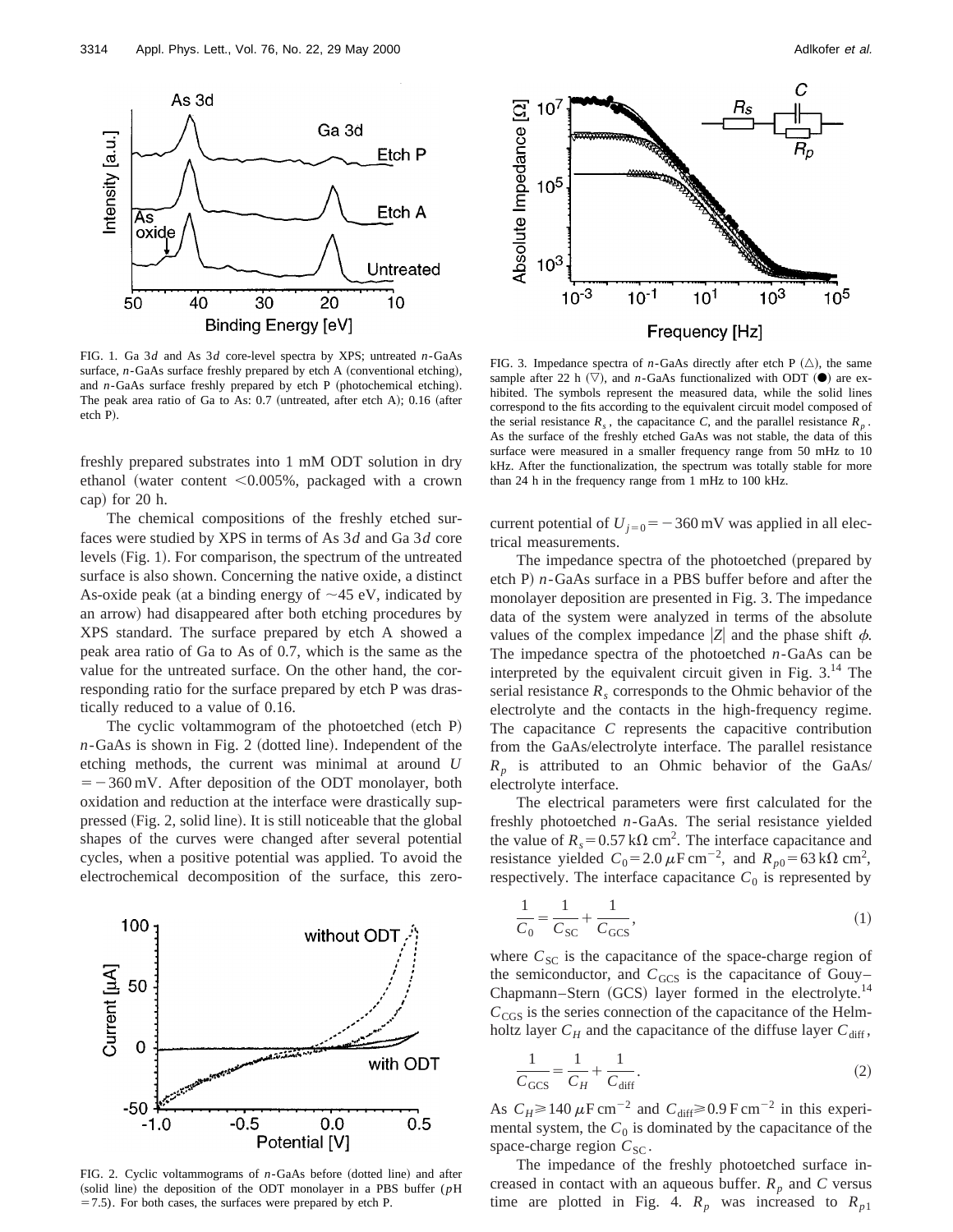FIG. 1. Ga 3*d* and As 3*d* core-level spectra by XPS; untreated *n*-GaAs surface, *n*-GaAs surface freshly prepared by etch A (conventional etching), and *n*-GaAs surface freshly prepared by etch P (photochemical etching). The peak area ratio of Ga to As: 0.7 (untreated, after etch A); 0.16 (after etch P).

freshly prepared substrates into 1 mM ODT solution in dry ethanol (water content <0.005%, packaged with a crown cap) for 20 h.

The chemical compositions of the freshly etched surfaces were studied by XPS in terms of As 3*d* and Ga 3*d* core levels (Fig. 1). For comparison, the spectrum of the untreated surface is also shown. Concerning the native oxide, a distinct As-oxide peak (at a binding energy of ~45 eV, indicated by an arrow) had disappeared after both etching procedures by XPS standard. The surface prepared by etch A showed a peak area ratio of Ga to As of 0.7, which is the same as the value for the untreated surface. On the other hand, the corresponding ratio for the surface prepared by etch P was drastically reduced to a value of 0.16.

The cyclic voltammogram of the photoetched (etch P) *n*-GaAs is shown in Fig. 2 (dotted line). Independent of the etching methods, the current was minimal at around $U = -360$ mV. After deposition of the ODT monolayer, both oxidation and reduction at the interface were drastically suppressed (Fig. 2, solid line). It is still noticeable that the global shapes of the curves were changed after several potential cycles, when a positive potential was applied. To avoid the electrochemical decomposition of the surface, this zero-current potential of $U_{j=0} = -360$ mV was applied in all electrical measurements.

FIG. 2. Cyclic voltammograms of *n*-GaAs before (dotted line) and after (solid line) the deposition of the ODT monolayer in a PBS buffer (pH = 7.5). For both cases, the surfaces were prepared by etch P.

FIG. 3. Impedance spectra of *n*-GaAs directly after etch P (△), the same sample after 22 h (▽), and *n*-GaAs functionalized with ODT (●) are exhibited. The symbols represent the measured data, while the solid lines correspond to the fits according to the equivalent circuit model composed of the serial resistance $R_s$, the capacitance $C$, and the parallel resistance $R_p$. As the surface of the freshly etched GaAs was not stable, the data of this surface were measured in a smaller frequency range from 50 mHz to 10 kHz. After the functionalization, the spectrum was totally stable for more than 24 h in the frequency range from 1 mHz to 100 kHz.

The impedance spectra of the photoetched (prepared by etch P) *n*-GaAs surface in a PBS buffer before and after the monolayer deposition are presented in Fig. 3. The impedance data of the system were analyzed in terms of the absolute values of the complex impedance $|Z|$ and the phase shift $\phi$. The impedance spectra of the photoetched *n*-GaAs can be interpreted by the equivalent circuit given in Fig. 3.[14] The serial resistance $R_s$ corresponds to the Ohmic behavior of the electrolyte and the contacts in the high-frequency regime. The capacitance $C$ represents the capacitive contribution from the GaAs/electrolyte interface. The parallel resistance $R_p$ is attributed to an Ohmic behavior of the GaAs/electrolyte interface.

The electrical parameters were first calculated for the freshly photoetched *n*-GaAs. The serial resistance yielded the value of $R_s = 0.57\ \mathrm{k\Omega\,cm^2}$. The interface capacitance and resistance yielded $C_0 = 2.0\ \mu\mathrm{F\,cm^{-2}}$, and $R_{p0} = 63\ \mathrm{k\Omega\,cm^2}$, respectively. The interface capacitance $C_0$ is represented by

$$\frac{1}{C_0} = \frac{1}{C_{\mathrm{SC}}} + \frac{1}{C_{\mathrm{GCS}}}, \tag{1}$$

where $C_{\mathrm{SC}}$ is the capacitance of the space-charge region of the semiconductor, and $C_{\mathrm{GCS}}$ is the capacitance of Gouy–Chapmann–Stern (GCS) layer formed in the electrolyte.[14] $C_{\mathrm{CGS}}$ is the series connection of the capacitance of the Helmholtz layer $C_H$ and the capacitance of the diffuse layer $C_{\mathrm{diff}}$,

$$\frac{1}{C_{\mathrm{GCS}}} = \frac{1}{C_H} + \frac{1}{C_{\mathrm{diff}}}. \tag{2}$$

As $C_H \geqslant 140\ \mu\mathrm{F\,cm^{-2}}$ and $C_{\mathrm{diff}} \geqslant 0.9\ \mathrm{F\,cm^{-2}}$ in this experimental system, the $C_0$ is dominated by the capacitance of the space-charge region $C_{\mathrm{SC}}$.

The impedance of the freshly photoetched surface increased in contact with an aqueous buffer. $R_p$ and $C$ versus time are plotted in Fig. 4. $R_p$ was increased to $R_{p1}$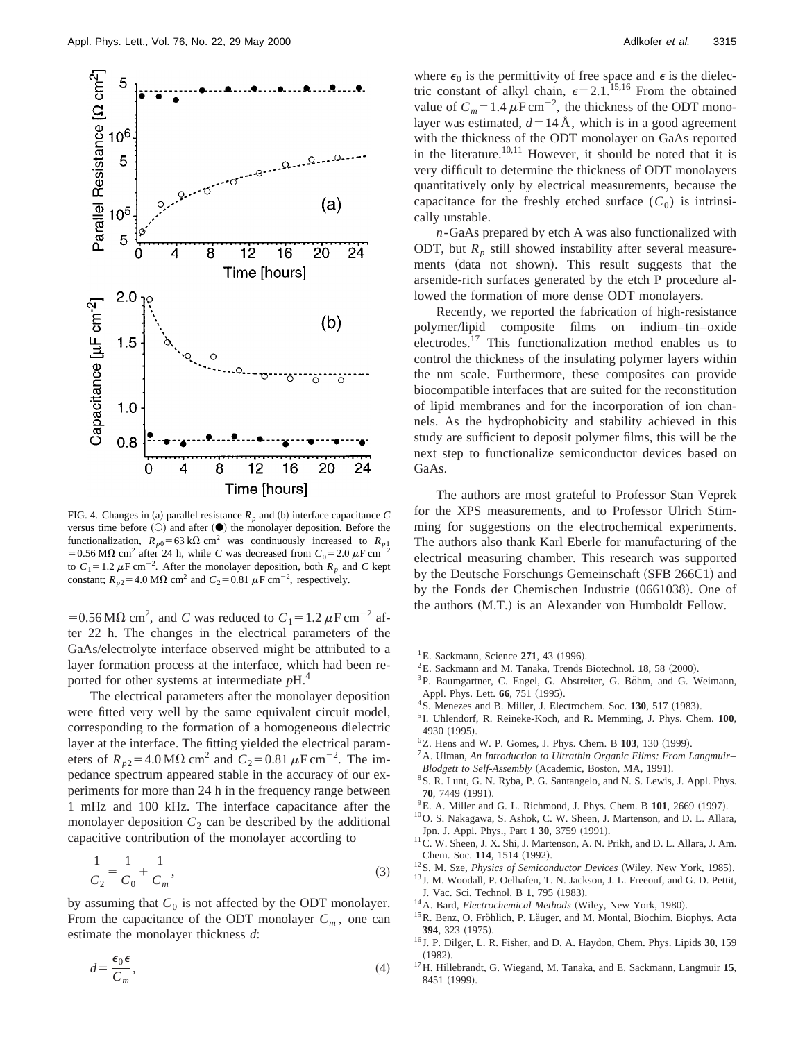Parallel Resistance [Ω cm²]

5

$10^6$

5

$10^5$

5

0 4 8 12 16 20 24

Time [hours]

(a)

Capacitance [μF cm⁻²]

2.0

1.5

1.0

0.8

0 4 8 12 16 20 24

Time [hours]

(b)

FIG. 4. Changes in (a) parallel resistance $R_p$ and (b) interface capacitance $C$ versus time before (○) and after (●) the monolayer deposition. Before the functionalization, $R_{p0}=63\ \mathrm{k}\Omega\ \mathrm{cm}^2$ was continuously increased to $R_{p1}=0.56\ \mathrm{M}\Omega\ \mathrm{cm}^2$ after 24 h, while $C$ was decreased from $C_0=2.0\ \mu\mathrm{F\ cm}^{-2}$ to $C_1=1.2\ \mu\mathrm{F\ cm}^{-2}$. After the monolayer deposition, both $R_p$ and $C$ kept constant; $R_{p2}=4.0\ \mathrm{M}\Omega\ \mathrm{cm}^2$ and $C_2=0.81\ \mu\mathrm{F\ cm}^{-2}$, respectively.

$=0.56\ \mathrm{M}\Omega\ \mathrm{cm}^2$, and $C$ was reduced to $C_1=1.2\ \mu\mathrm{F\ cm}^{-2}$ after 22 h. The changes in the electrical parameters of the GaAs/electrolyte interface observed might be attributed to a layer formation process at the interface, which had been reported for other systems at intermediate $p$H.[4]

The electrical parameters after the monolayer deposition were fitted very well by the same equivalent circuit model, corresponding to the formation of a homogeneous dielectric layer at the interface. The fitting yielded the electrical parameters of $R_{p2}=4.0\ \mathrm{M}\Omega\ \mathrm{cm}^2$ and $C_2=0.81\ \mu\mathrm{F\ cm}^{-2}$. The impedance spectrum appeared stable in the accuracy of our experiments for more than 24 h in the frequency range between 1 mHz and 100 kHz. The interface capacitance after the monolayer deposition $C_2$ can be described by the additional capacitive contribution of the monolayer according to

$$\frac{1}{C_2}=\frac{1}{C_0}+\frac{1}{C_m}, \tag{3}$$

by assuming that $C_0$ is not affected by the ODT monolayer. From the capacitance of the ODT monolayer $C_m$, one can estimate the monolayer thickness $d$:

$$d=\frac{\epsilon_0\epsilon}{C_m}, \tag{4}$$

where $\epsilon_0$ is the permittivity of free space and $\epsilon$ is the dielectric constant of alkyl chain, $\epsilon=2.1$.[15,16] From the obtained value of $C_m=1.4\ \mu\mathrm{F\ cm}^{-2}$, the thickness of the ODT monolayer was estimated, $d=14$ Å, which is in a good agreement with the thickness of the ODT monolayer on GaAs reported in the literature.[10,11] However, it should be noted that it is very difficult to determine the thickness of ODT monolayers quantitatively only by electrical measurements, because the capacitance for the freshly etched surface ($C_0$) is intrinsically unstable.

$n$-GaAs prepared by etch A was also functionalized with ODT, but $R_p$ still showed instability after several measurements (data not shown). This result suggests that the arsenide-rich surfaces generated by the etch P procedure allowed the formation of more dense ODT monolayers.

Recently, we reported the fabrication of high-resistance polymer/lipid composite films on indium–tin–oxide electrodes.[17] This functionalization method enables us to control the thickness of the insulating polymer layers within the nm scale. Furthermore, these composites can provide biocompatible interfaces that are suited for the reconstitution of lipid membranes and for the incorporation of ion channels. As the hydrophobicity and stability achieved in this study are sufficient to deposit polymer films, this will be the next step to functionalize semiconductor devices based on GaAs.

The authors are most grateful to Professor Stan Veprek for the XPS measurements, and to Professor Ulrich Stimming for suggestions on the electrochemical experiments. The authors also thank Karl Eberle for manufacturing of the electrical measuring chamber. This research was supported by the Deutsche Forschungs Gemeinschaft (SFB 266C1) and by the Fonds der Chemischen Industrie (0661038). One of the authors (M.T.) is an Alexander von Humboldt Fellow.

[1] E. Sackmann, Science **271**, 43 (1996).
[2] E. Sackmann and M. Tanaka, Trends Biotechnol. **18**, 58 (2000).
[3] P. Baumgartner, C. Engel, G. Abstreiter, G. Böhm, and G. Weimann, Appl. Phys. Lett. **66**, 751 (1995).
[4] S. Menezes and B. Miller, J. Electrochem. Soc. **130**, 517 (1983).
[5] I. Uhlendorf, R. Reineke-Koch, and R. Memming, J. Phys. Chem. **100**, 4930 (1995).
[6] Z. Hens and W. P. Gomes, J. Phys. Chem. B **103**, 130 (1999).
[7] A. Ulman, *An Introduction to Ultrathin Organic Films: From Langmuir–Blodgett to Self-Assembly* (Academic, Boston, MA, 1991).
[8] S. R. Lunt, G. N. Ryba, P. G. Santangelo, and N. S. Lewis, J. Appl. Phys. **70**, 7449 (1991).
[9] E. A. Miller and G. L. Richmond, J. Phys. Chem. B **101**, 2669 (1997).
[10] O. S. Nakagawa, S. Ashok, C. W. Sheen, J. Martenson, and D. L. Allara, Jpn. J. Appl. Phys., Part 1 **30**, 3759 (1991).
[11] C. W. Sheen, J. X. Shi, J. Martenson, A. N. Prikh, and D. L. Allara, J. Am. Chem. Soc. **114**, 1514 (1992).
[12] S. M. Sze, *Physics of Semiconductor Devices* (Wiley, New York, 1985).
[13] J. M. Woodall, P. Oelhafen, T. N. Jackson, J. L. Freeouf, and G. D. Pettit, J. Vac. Sci. Technol. B **1**, 795 (1983).
[14] A. Bard, *Electrochemical Methods* (Wiley, New York, 1980).
[15] R. Benz, O. Fröhlich, P. Läuger, and M. Montal, Biochim. Biophys. Acta **394**, 323 (1975).
[16] J. P. Dilger, L. R. Fisher, and D. A. Haydon, Chem. Phys. Lipids **30**, 159 (1982).
[17] H. Hillebrandt, G. Wiegand, M. Tanaka, and E. Sackmann, Langmuir **15**, 8451 (1999).